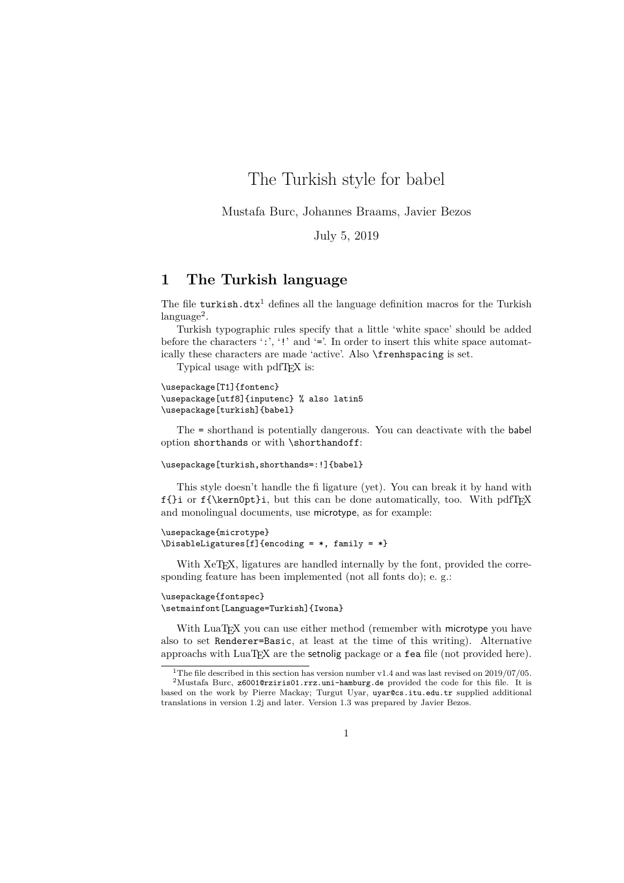# The Turkish style for babel

Mustafa Burc, Johannes Braams, Javier Bezos

July 5, 2019

## 1 The Turkish language

The file `turkish.dtx`[1] defines all the language definition macros for the Turkish language[2].

Turkish typographic rules specify that a little 'white space' should be added before the characters ':', '!' and '='. In order to insert this white space automatically these characters are made 'active'. Also `\frenhspacing` is set.

Typical usage with pdfTEX is:

```
\usepackage[T1]{fontenc}
\usepackage[utf8]{inputenc} % also latin5
\usepackage[turkish]{babel}
```

The = shorthand is potentially dangerous. You can deactivate with the babel option `shorthands` or with `\shorthandoff`:

```
\usepackage[turkish,shorthands=:!]{babel}
```

This style doesn't handle the fi ligature (yet). You can break it by hand with `f{}i` or `f{\kern0pt}i`, but this can be done automatically, too. With pdfTEX and monolingual documents, use microtype, as for example:

```
\usepackage{microtype}
\DisableLigatures[f]{encoding = *, family = *}
```

With XeTEX, ligatures are handled internally by the font, provided the corresponding feature has been implemented (not all fonts do); e. g.:

```
\usepackage{fontspec}
\setmainfont[Language=Turkish]{Iwona}
```

With LuaTEX you can use either method (remember with microtype you have also to set `Renderer=Basic`, at least at the time of this writing). Alternative approachs with LuaTEX are the setnolig package or a `fea` file (not provided here).

---

[1] The file described in this section has version number v1.4 and was last revised on 2019/07/05.

[2] Mustafa Burc, `z6001@rziris01.rrz.uni-hamburg.de` provided the code for this file. It is based on the work by Pierre Mackay; Turgut Uyar, `uyar@cs.itu.edu.tr` supplied additional translations in version 1.2j and later. Version 1.3 was prepared by Javier Bezos.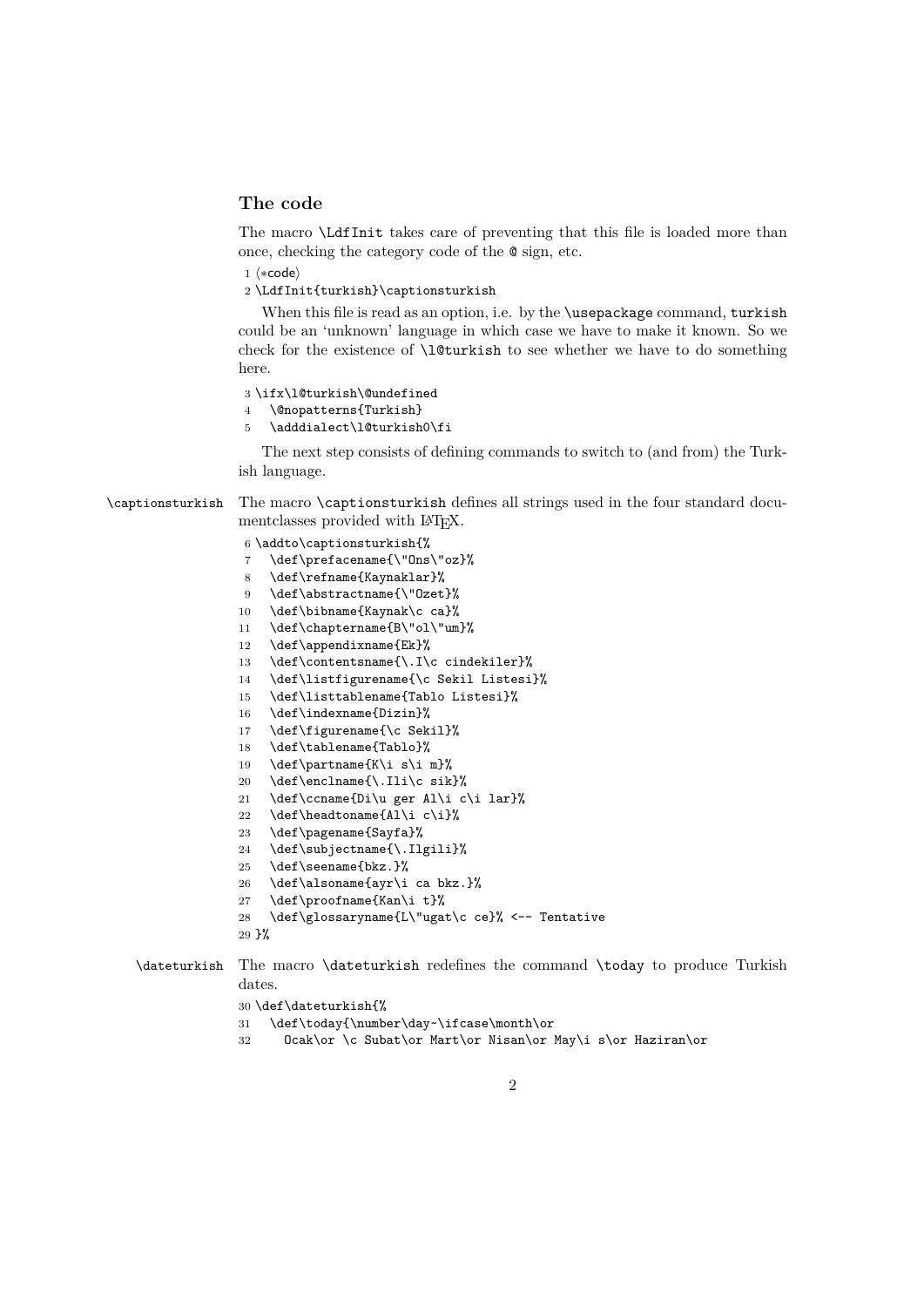### The code

The macro `\LdfInit` takes care of preventing that this file is loaded more than once, checking the category code of the `@` sign, etc.

```
1 ⟨*code⟩
2 \LdfInit{turkish}\captionsturkish
```

When this file is read as an option, i.e. by the `\usepackage` command, `turkish` could be an 'unknown' language in which case we have to make it known. So we check for the existence of `\l@turkish` to see whether we have to do something here.

```
3 \ifx\l@turkish\@undefined
4   \@nopatterns{Turkish}
5   \adddialect\l@turkish0\fi
```

The next step consists of defining commands to switch to (and from) the Turkish language.

`\captionsturkish` The macro `\captionsturkish` defines all strings used in the four standard documentclasses provided with LaTeX.

```
6 \addto\captionsturkish{%
7   \def\prefacename{\"Ons\"oz}%
8   \def\refname{Kaynaklar}%
9   \def\abstractname{\"Ozet}%
10  \def\bibname{Kaynak\c ca}%
11  \def\chaptername{B\"ol\"um}%
12  \def\appendixname{Ek}%
13  \def\contentsname{\.I\c cindekiler}%
14  \def\listfigurename{\c Sekil Listesi}%
15  \def\listtablename{Tablo Listesi}%
16  \def\indexname{Dizin}%
17  \def\figurename{\c Sekil}%
18  \def\tablename{Tablo}%
19  \def\partname{K\i s\i m}%
20  \def\enclname{\.Ili\c sik}%
21  \def\ccname{Di\u ger Al\i c\i lar}%
22  \def\headtoname{Al\i c\i}%
23  \def\pagename{Sayfa}%
24  \def\subjectname{\.Ilgili}%
25  \def\seename{bkz.}%
26  \def\alsoname{ayr\i ca bkz.}%
27  \def\proofname{Kan\i t}%
28  \def\glossaryname{L\"ugat\c ce}% <-- Tentative
29 }%
```

`\dateturkish` The macro `\dateturkish` redefines the command `\today` to produce Turkish dates.

```
30 \def\dateturkish{%
31   \def\today{\number\day~\ifcase\month\or
32     Ocak\or \c Subat\or Mart\or Nisan\or May\i s\or Haziran\or
```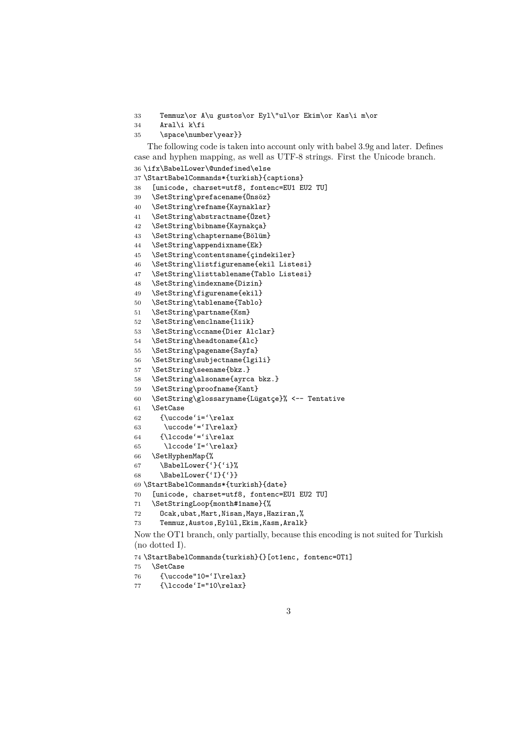```
33     Temmuz\or A\u gustos\or Eyl\"ul\or Ekim\or Kas\i m\or
34     Aral\i k\fi
35     \space\number\year}}
```

The following code is taken into account only with babel 3.9g and later. Defines case and hyphen mapping, as well as UTF-8 strings. First the Unicode branch.

```
36 \ifx\BabelLower\@undefined\else
37 \StartBabelCommands*{turkish}{captions}
38   [unicode, charset=utf8, fontenc=EU1 EU2 TU]
39   \SetString\prefacename{Önsöz}
40   \SetString\refname{Kaynaklar}
41   \SetString\abstractname{Özet}
42   \SetString\bibname{Kaynakça}
43   \SetString\chaptername{Bölüm}
44   \SetString\appendixname{Ek}
45   \SetString\contentsname{çindekiler}
46   \SetString\listfigurename{ekil Listesi}
47   \SetString\listtablename{Tablo Listesi}
48   \SetString\indexname{Dizin}
49   \SetString\figurename{ekil}
50   \SetString\tablename{Tablo}
51   \SetString\partname{Ksm}
52   \SetString\enclname{liik}
53   \SetString\ccname{Dier Alclar}
54   \SetString\headtoname{Alc}
55   \SetString\pagename{Sayfa}
56   \SetString\subjectname{lgili}
57   \SetString\seename{bkz.}
58   \SetString\alsoname{ayrca bkz.}
59   \SetString\proofname{Kant}
60   \SetString\glossaryname{Lügatçe}% <-- Tentative
61   \SetCase
62     {\uccode`i=`\relax
63      \uccode`=`I\relax}
64     {\lccode`=`i\relax
65      \lccode`I=`\relax}
66   \SetHyphenMap{%
67     \BabelLower{`}{`i}%
68     \BabelLower{`I}{`}}
69 \StartBabelCommands*{turkish}{date}
70   [unicode, charset=utf8, fontenc=EU1 EU2 TU]
71   \SetStringLoop{month#1name}{%
72     Ocak,ubat,Mart,Nisan,Mays,Haziran,%
73     Temmuz,Austos,Eylül,Ekim,Kasm,Aralk}
```

Now the OT1 branch, only partially, because this encoding is not suited for Turkish (no dotted I).

```
74 \StartBabelCommands{turkish}{}[ot1enc, fontenc=OT1]
75   \SetCase
76     {\uccode"10=`I\relax}
77     {\lccode`I="10\relax}
```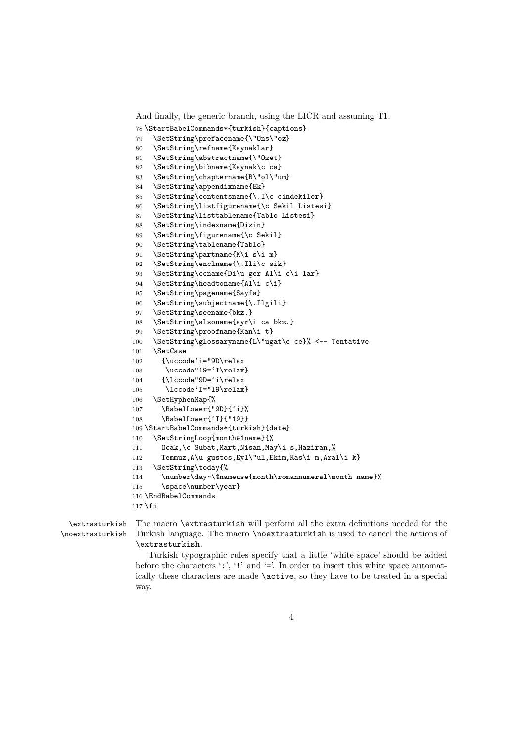And finally, the generic branch, using the LICR and assuming T1.

```
78 \StartBabelCommands*{turkish}{captions}
79   \SetString\prefacename{\"Ons\"oz}
80   \SetString\refname{Kaynaklar}
81   \SetString\abstractname{\"Ozet}
82   \SetString\bibname{Kaynak\c ca}
83   \SetString\chaptername{B\"ol\"um}
84   \SetString\appendixname{Ek}
85   \SetString\contentsname{\.I\c cindekiler}
86   \SetString\listfigurename{\c Sekil Listesi}
87   \SetString\listtablename{Tablo Listesi}
88   \SetString\indexname{Dizin}
89   \SetString\figurename{\c Sekil}
90   \SetString\tablename{Tablo}
91   \SetString\partname{K\i s\i m}
92   \SetString\enclname{\.Ili\c sik}
93   \SetString\ccname{Di\u ger Al\i c\i lar}
94   \SetString\headtoname{Al\i c\i}
95   \SetString\pagename{Sayfa}
96   \SetString\subjectname{\.Ilgili}
97   \SetString\seename{bkz.}
98   \SetString\alsoname{ayr\i ca bkz.}
99   \SetString\proofname{Kan\i t}
100  \SetString\glossaryname{L\"ugat\c ce}% <-- Tentative
101  \SetCase
102    {\uccode`i="9D\relax
103     \uccode"19=`I\relax}
104    {\lccode"9D=`i\relax
105     \lccode`I="19\relax}
106  \SetHyphenMap{%
107    \BabelLower{"9D}{`i}%
108    \BabelLower{`I}{"19}}
109 \StartBabelCommands*{turkish}{date}
110  \SetStringLoop{month#1name}{%
111    Ocak,\c Subat,Mart,Nisan,May\i s,Haziran,%
112    Temmuz,A\u gustos,Eyl\"ul,Ekim,Kas\i m,Aral\i k}
113  \SetString\today{%
114    \number\day~\@nameuse{month\romannumeral\month name}%
115    \space\number\year}
116 \EndBabelCommands
117 \fi
```

`\extrasturkish` `\noextrasturkish` The macro `\extrasturkish` will perform all the extra definitions needed for the Turkish language. The macro `\noextrasturkish` is used to cancel the actions of `\extrasturkish`.

Turkish typographic rules specify that a little 'white space' should be added before the characters ':', '!' and '='. In order to insert this white space automatically these characters are made `\active`, so they have to be treated in a special way.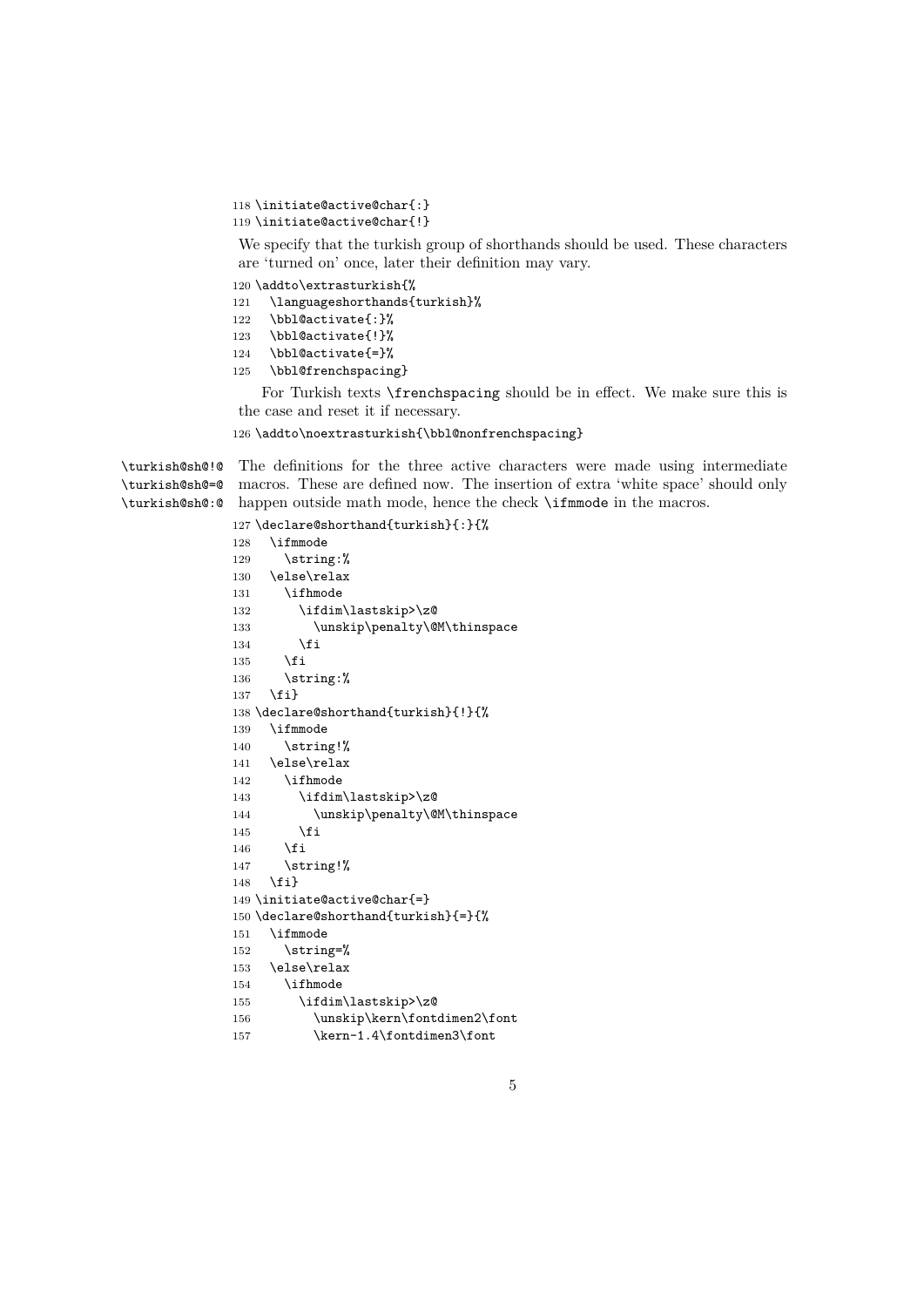```
118 \initiate@active@char{:}
119 \initiate@active@char{!}
```

We specify that the turkish group of shorthands should be used. These characters are 'turned on' once, later their definition may vary.

```
120 \addto\extrasturkish{%
121   \languageshorthands{turkish}%
122   \bbl@activate{:}%
123   \bbl@activate{!}%
124   \bbl@activate{=}%
125   \bbl@frenchspacing}
```

For Turkish texts `\frenchspacing` should be in effect. We make sure this is the case and reset it if necessary.

```
126 \addto\noextrasturkish{\bbl@nonfrenchspacing}
```

`\turkish@sh@!@` `\turkish@sh@=@` `\turkish@sh@:@` The definitions for the three active characters were made using intermediate macros. These are defined now. The insertion of extra 'white space' should only happen outside math mode, hence the check `\ifmmode` in the macros.

```
127 \declare@shorthand{turkish}{:}{%
128   \ifmmode
129     \string:%
130   \else\relax
131     \ifhmode
132       \ifdim\lastskip>\z@
133         \unskip\penalty\@M\thinspace
134       \fi
135     \fi
136     \string:%
137   \fi}
138 \declare@shorthand{turkish}{!}{%
139   \ifmmode
140     \string!%
141   \else\relax
142     \ifhmode
143       \ifdim\lastskip>\z@
144         \unskip\penalty\@M\thinspace
145       \fi
146     \fi
147     \string!%
148   \fi}
149 \initiate@active@char{=}
150 \declare@shorthand{turkish}{=}{%
151   \ifmmode
152     \string=%
153   \else\relax
154     \ifhmode
155       \ifdim\lastskip>\z@
156         \unskip\kern\fontdimen2\font
157         \kern-1.4\fontdimen3\font
```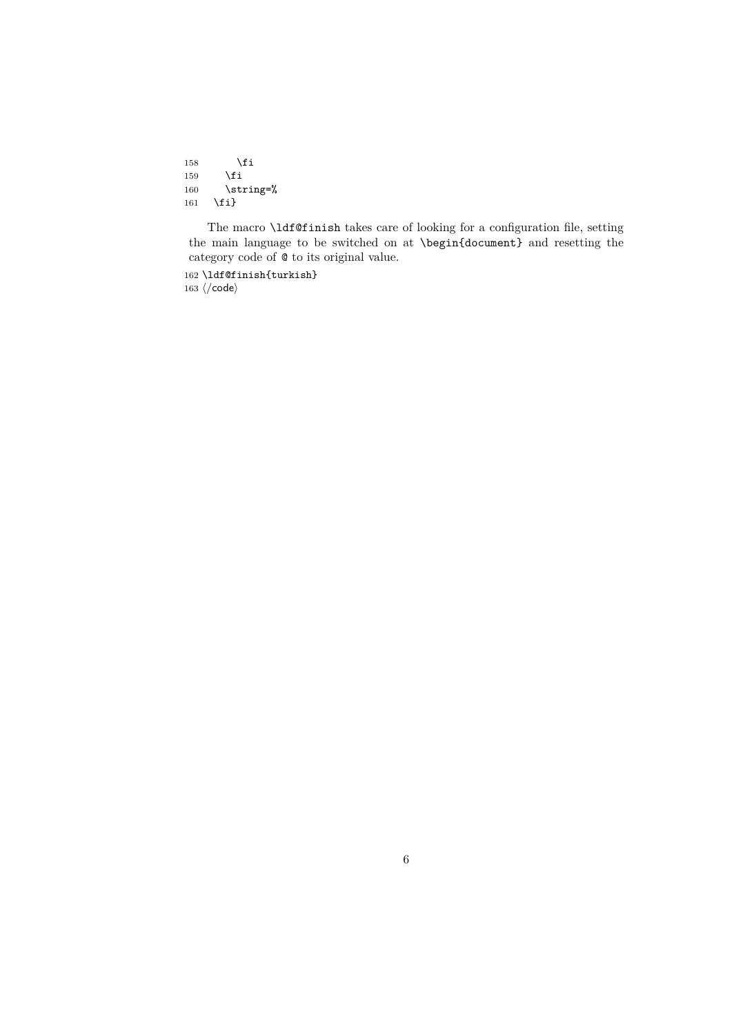```
158       \fi
159     \fi
160     \string=%
161   \fi}
```

The macro `\ldf@finish` takes care of looking for a configuration file, setting the main language to be switched on at `\begin{document}` and resetting the category code of `@` to its original value.

```
162 \ldf@finish{turkish}
163 ⟨/code⟩
```